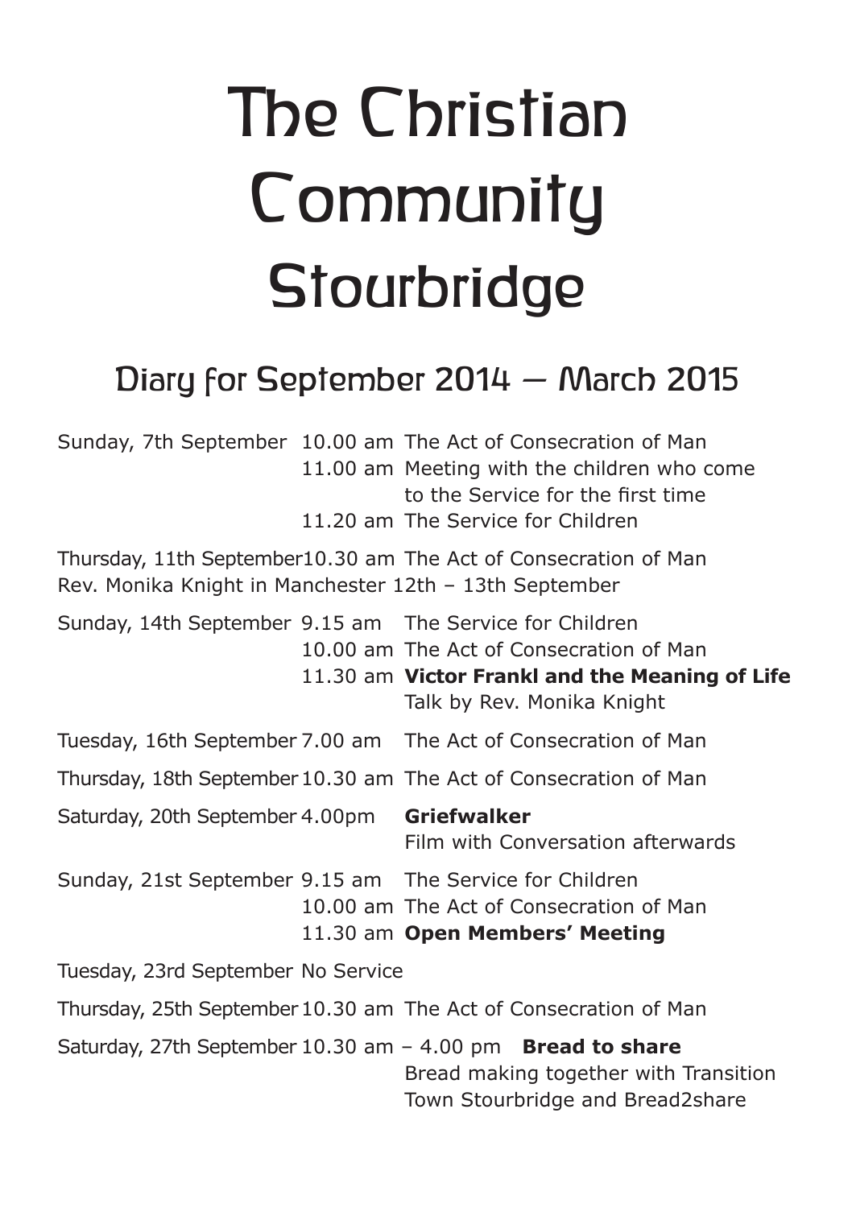# The Christian Community Stourbridge

## Diary for September 2014 – March 2015

| | | |
|---|---|---|
| Sunday, 7th September | 10.00 am | The Act of Consecration of Man |
| | 11.00 am | Meeting with the children who come to the Service for the first time |
| | 11.20 am | The Service for Children |
| Thursday, 11th September | 10.30 am | The Act of Consecration of Man |
| Rev. Monika Knight in Manchester 12th – 13th September | | |
| Sunday, 14th September | 9.15 am | The Service for Children |
| | 10.00 am | The Act of Consecration of Man |
| | 11.30 am | **Victor Frankl and the Meaning of Life** Talk by Rev. Monika Knight |
| Tuesday, 16th September | 7.00 am | The Act of Consecration of Man |
| Thursday, 18th September | 10.30 am | The Act of Consecration of Man |
| Saturday, 20th September | 4.00pm | **Griefwalker** Film with Conversation afterwards |
| Sunday, 21st September | 9.15 am | The Service for Children |
| | 10.00 am | The Act of Consecration of Man |
| | 11.30 am | **Open Members' Meeting** |
| Tuesday, 23rd September | No Service | |
| Thursday, 25th September | 10.30 am | The Act of Consecration of Man |
| Saturday, 27th September | 10.30 am – 4.00 pm | **Bread to share** Bread making together with Transition Town Stourbridge and Bread2share |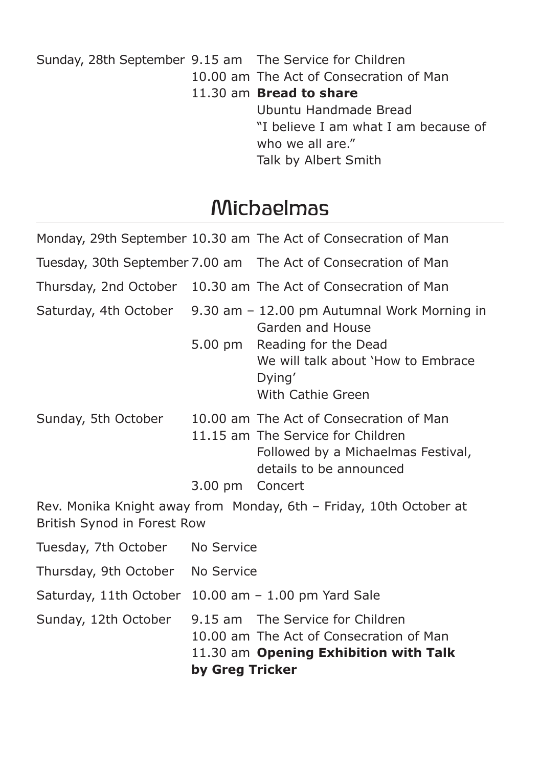Sunday, 28th September
9.15 am The Service for Children
10.00 am The Act of Consecration of Man
11.30 am **Bread to share**
Ubuntu Handmade Bread
"I believe I am what I am because of who we all are."
Talk by Albert Smith

## Michaelmas

Monday, 29th September 10.30 am The Act of Consecration of Man

Tuesday, 30th September 7.00 am The Act of Consecration of Man

Thursday, 2nd October 10.30 am The Act of Consecration of Man

Saturday, 4th October
9.30 am – 12.00 pm Autumnal Work Morning in Garden and House
5.00 pm Reading for the Dead
We will talk about 'How to Embrace Dying'
With Cathie Green

Sunday, 5th October
10.00 am The Act of Consecration of Man
11.15 am The Service for Children
Followed by a Michaelmas Festival, details to be announced
3.00 pm Concert

Rev. Monika Knight away from Monday, 6th – Friday, 10th October at British Synod in Forest Row

Tuesday, 7th October No Service

Thursday, 9th October No Service

Saturday, 11th October 10.00 am – 1.00 pm Yard Sale

Sunday, 12th October
9.15 am The Service for Children
10.00 am The Act of Consecration of Man
11.30 am **Opening Exhibition with Talk by Greg Tricker**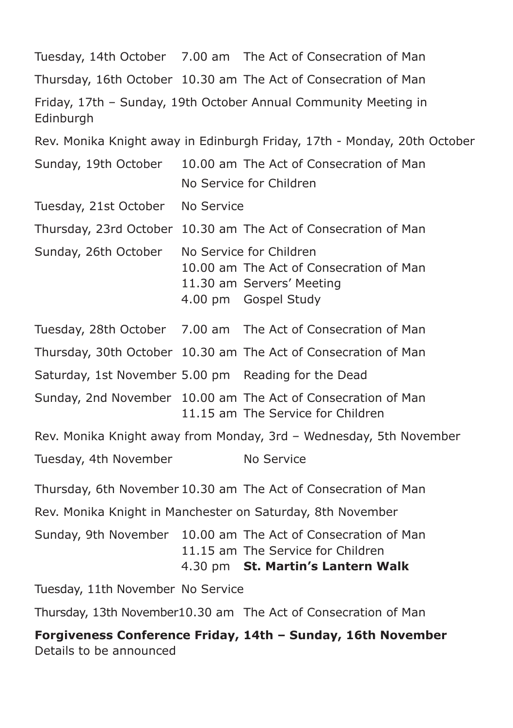Tuesday, 14th October 7.00 am The Act of Consecration of Man

Thursday, 16th October 10.30 am The Act of Consecration of Man

Friday, 17th – Sunday, 19th October Annual Community Meeting in Edinburgh

Rev. Monika Knight away in Edinburgh Friday, 17th - Monday, 20th October

Sunday, 19th October 10.00 am The Act of Consecration of Man
No Service for Children

Tuesday, 21st October No Service

Thursday, 23rd October 10.30 am The Act of Consecration of Man

Sunday, 26th October No Service for Children
10.00 am The Act of Consecration of Man
11.30 am Servers' Meeting
4.00 pm Gospel Study

Tuesday, 28th October 7.00 am The Act of Consecration of Man

Thursday, 30th October 10.30 am The Act of Consecration of Man

Saturday, 1st November 5.00 pm Reading for the Dead

Sunday, 2nd November 10.00 am The Act of Consecration of Man
11.15 am The Service for Children

Rev. Monika Knight away from Monday, 3rd – Wednesday, 5th November

Tuesday, 4th November No Service

Thursday, 6th November 10.30 am The Act of Consecration of Man

Rev. Monika Knight in Manchester on Saturday, 8th November

Sunday, 9th November 10.00 am The Act of Consecration of Man
11.15 am The Service for Children
4.30 pm **St. Martin's Lantern Walk**

Tuesday, 11th November No Service

Thursday, 13th November 10.30 am The Act of Consecration of Man

**Forgiveness Conference Friday, 14th – Sunday, 16th November**
Details to be announced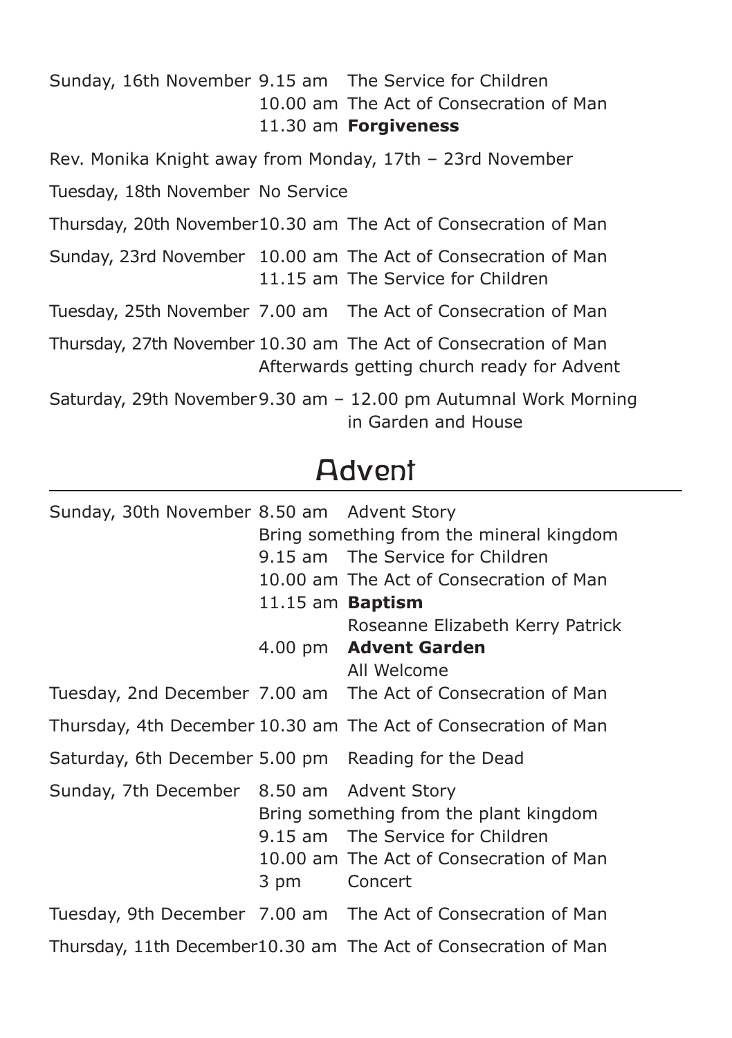| | | |
|---|---|---|
| Sunday, 16th November | 9.15 am | The Service for Children |
| | 10.00 am | The Act of Consecration of Man |
| | 11.30 am | **Forgiveness** |

Rev. Monika Knight away from Monday, 17th – 23rd November

| | | |
|---|---|---|
| Tuesday, 18th November | No Service | |
| Thursday, 20th November | 10.30 am | The Act of Consecration of Man |
| Sunday, 23rd November | 10.00 am | The Act of Consecration of Man |
| | 11.15 am | The Service for Children |
| Tuesday, 25th November | 7.00 am | The Act of Consecration of Man |
| Thursday, 27th November | 10.30 am | The Act of Consecration of Man |
| | Afterwards getting church ready for Advent | |
| Saturday, 29th November | 9.30 am – 12.00 pm | Autumnal Work Morning in Garden and House |

## Advent

| | | |
|---|---|---|
| Sunday, 30th November | 8.50 am | Advent Story |
| | Bring something from the mineral kingdom | |
| | 9.15 am | The Service for Children |
| | 10.00 am | The Act of Consecration of Man |
| | 11.15 am | **Baptism** |
| | | Roseanne Elizabeth Kerry Patrick |
| | 4.00 pm | **Advent Garden** |
| | | All Welcome |
| Tuesday, 2nd December | 7.00 am | The Act of Consecration of Man |
| Thursday, 4th December | 10.30 am | The Act of Consecration of Man |
| Saturday, 6th December | 5.00 pm | Reading for the Dead |
| Sunday, 7th December | 8.50 am | Advent Story |
| | Bring something from the plant kingdom | |
| | 9.15 am | The Service for Children |
| | 10.00 am | The Act of Consecration of Man |
| | 3 pm | Concert |
| Tuesday, 9th December | 7.00 am | The Act of Consecration of Man |
| Thursday, 11th December | 10.30 am | The Act of Consecration of Man |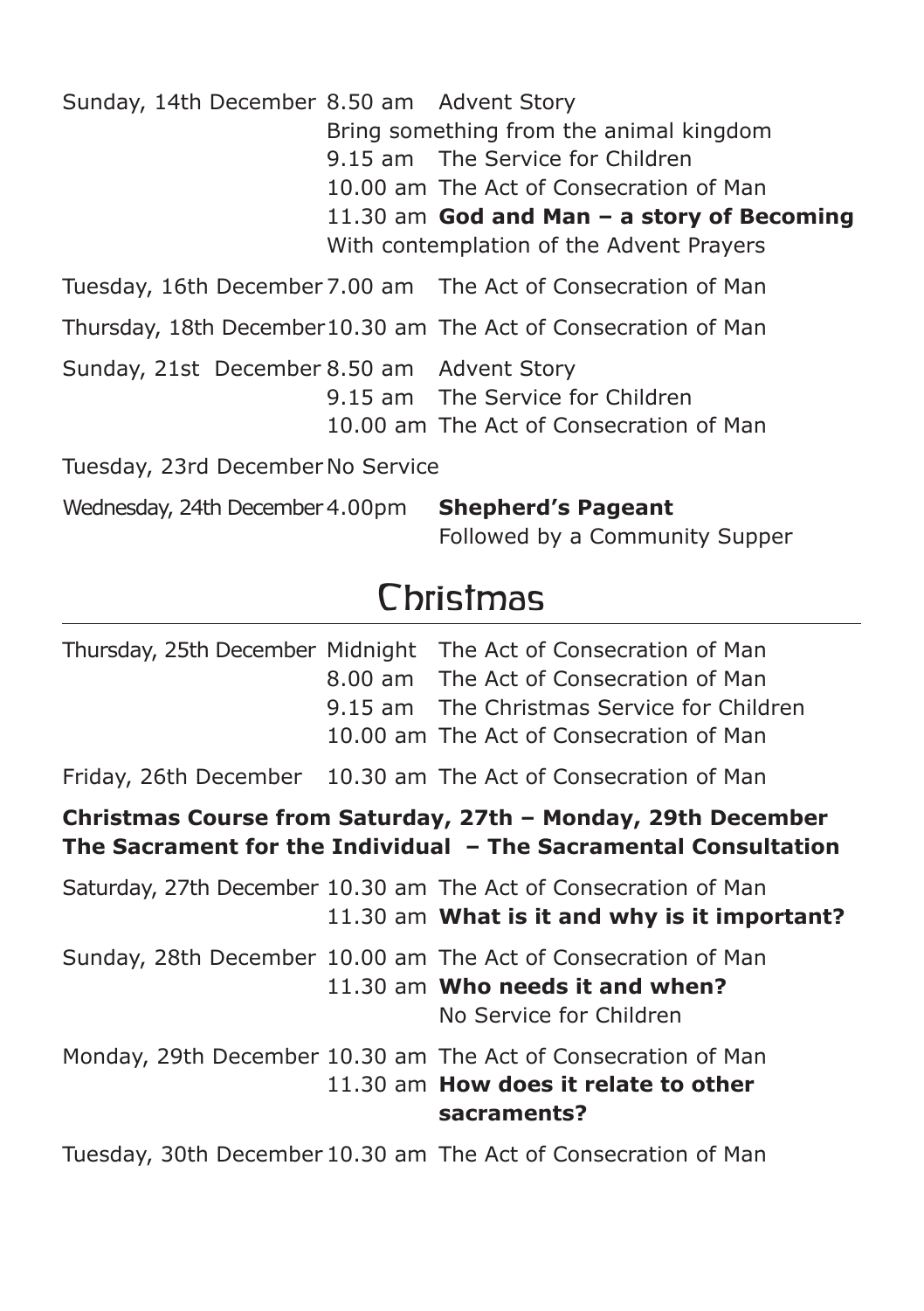Sunday, 14th December 8.50 am Advent Story
Bring something from the animal kingdom
9.15 am The Service for Children
10.00 am The Act of Consecration of Man
11.30 am **God and Man – a story of Becoming**
With contemplation of the Advent Prayers

Tuesday, 16th December 7.00 am The Act of Consecration of Man

Thursday, 18th December 10.30 am The Act of Consecration of Man

Sunday, 21st December 8.50 am Advent Story
9.15 am The Service for Children
10.00 am The Act of Consecration of Man

Tuesday, 23rd December No Service

Wednesday, 24th December 4.00pm **Shepherd's Pageant**
Followed by a Community Supper

## Christmas

Thursday, 25th December Midnight The Act of Consecration of Man
8.00 am The Act of Consecration of Man
9.15 am The Christmas Service for Children
10.00 am The Act of Consecration of Man

Friday, 26th December 10.30 am The Act of Consecration of Man

**Christmas Course from Saturday, 27th – Monday, 29th December**
**The Sacrament for the Individual – The Sacramental Consultation**

Saturday, 27th December 10.30 am The Act of Consecration of Man
11.30 am **What is it and why is it important?**

Sunday, 28th December 10.00 am The Act of Consecration of Man
11.30 am **Who needs it and when?**
No Service for Children

Monday, 29th December 10.30 am The Act of Consecration of Man
11.30 am **How does it relate to other sacraments?**

Tuesday, 30th December 10.30 am The Act of Consecration of Man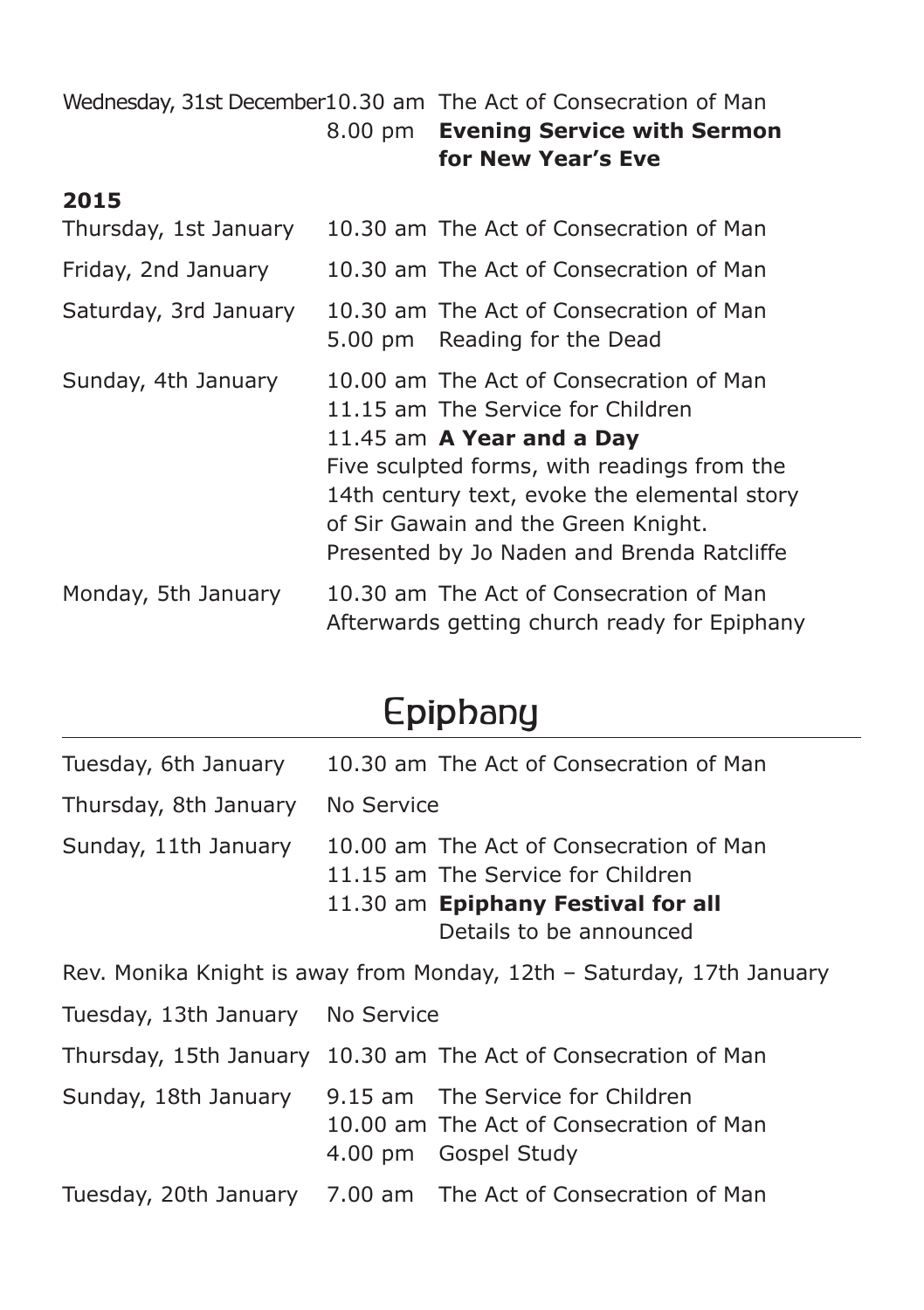| | | |
|---|---|---|
| Wednesday, 31st December | 10.30 am | The Act of Consecration of Man |
| | 8.00 pm | **Evening Service with Sermon for New Year's Eve** |

**2015**

| | | |
|---|---|---|
| Thursday, 1st January | 10.30 am | The Act of Consecration of Man |
| Friday, 2nd January | 10.30 am | The Act of Consecration of Man |
| Saturday, 3rd January | 10.30 am | The Act of Consecration of Man |
| | 5.00 pm | Reading for the Dead |
| Sunday, 4th January | 10.00 am | The Act of Consecration of Man |
| | 11.15 am | The Service for Children |
| | 11.45 am | **A Year and a Day** |
| | | Five sculpted forms, with readings from the 14th century text, evoke the elemental story of Sir Gawain and the Green Knight. Presented by Jo Naden and Brenda Ratcliffe |
| Monday, 5th January | 10.30 am | The Act of Consecration of Man |
| | | Afterwards getting church ready for Epiphany |

## Epiphany

| | | |
|---|---|---|
| Tuesday, 6th January | 10.30 am | The Act of Consecration of Man |
| Thursday, 8th January | No Service | |
| Sunday, 11th January | 10.00 am | The Act of Consecration of Man |
| | 11.15 am | The Service for Children |
| | 11.30 am | **Epiphany Festival for all** |
| | | Details to be announced |

Rev. Monika Knight is away from Monday, 12th – Saturday, 17th January

| | | |
|---|---|---|
| Tuesday, 13th January | No Service | |
| Thursday, 15th January | 10.30 am | The Act of Consecration of Man |
| Sunday, 18th January | 9.15 am | The Service for Children |
| | 10.00 am | The Act of Consecration of Man |
| | 4.00 pm | Gospel Study |
| Tuesday, 20th January | 7.00 am | The Act of Consecration of Man |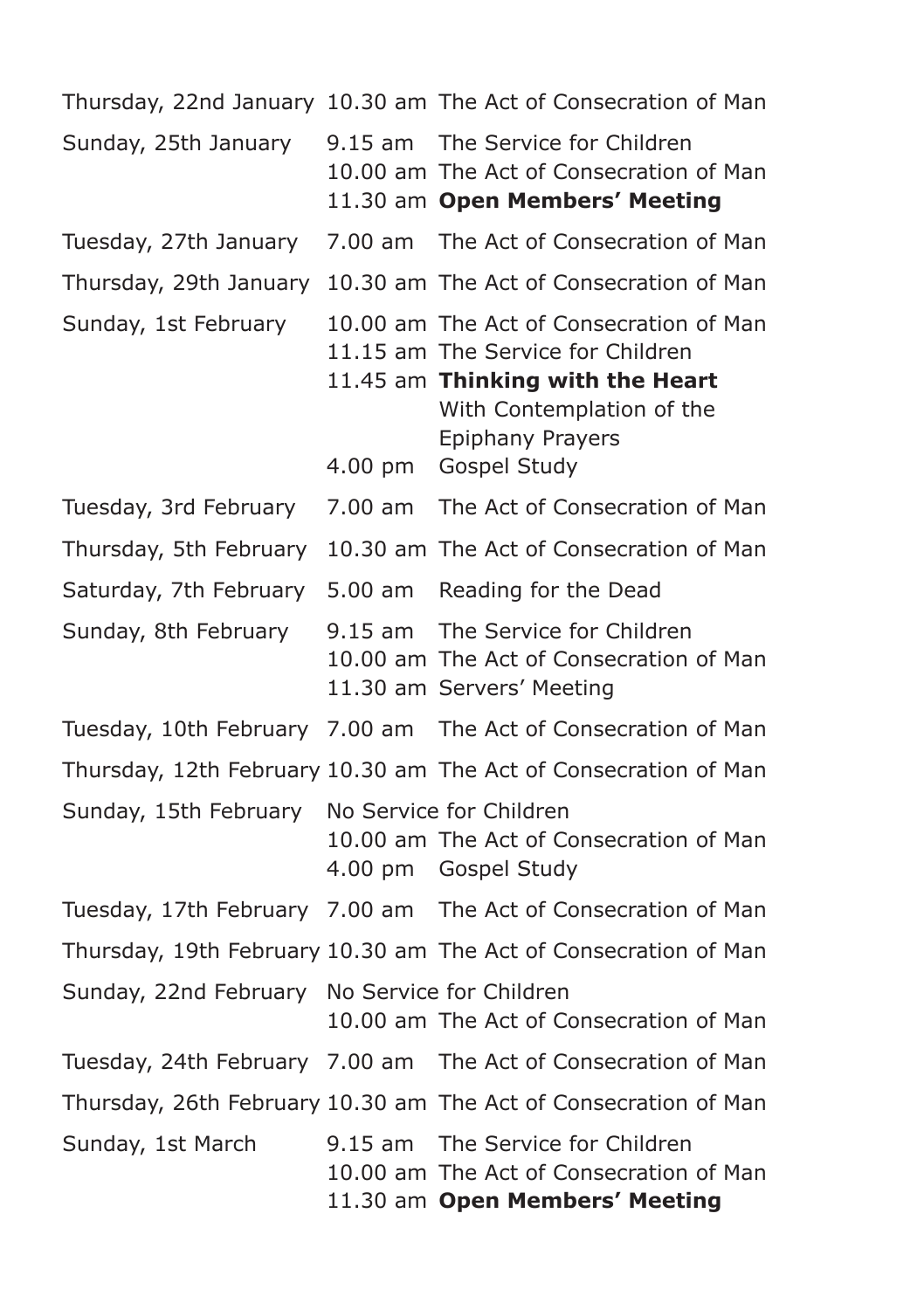| | | |
|---|---|---|
| Thursday, 22nd January | 10.30 am | The Act of Consecration of Man |
| Sunday, 25th January | 9.15 am | The Service for Children |
| | 10.00 am | The Act of Consecration of Man |
| | 11.30 am | **Open Members' Meeting** |
| Tuesday, 27th January | 7.00 am | The Act of Consecration of Man |
| Thursday, 29th January | 10.30 am | The Act of Consecration of Man |
| Sunday, 1st February | 10.00 am | The Act of Consecration of Man |
| | 11.15 am | The Service for Children |
| | 11.45 am | **Thinking with the Heart** With Contemplation of the Epiphany Prayers |
| | 4.00 pm | Gospel Study |
| Tuesday, 3rd February | 7.00 am | The Act of Consecration of Man |
| Thursday, 5th February | 10.30 am | The Act of Consecration of Man |
| Saturday, 7th February | 5.00 am | Reading for the Dead |
| Sunday, 8th February | 9.15 am | The Service for Children |
| | 10.00 am | The Act of Consecration of Man |
| | 11.30 am | Servers' Meeting |
| Tuesday, 10th February | 7.00 am | The Act of Consecration of Man |
| Thursday, 12th February | 10.30 am | The Act of Consecration of Man |
| Sunday, 15th February | No Service for Children | |
| | 10.00 am | The Act of Consecration of Man |
| | 4.00 pm | Gospel Study |
| Tuesday, 17th February | 7.00 am | The Act of Consecration of Man |
| Thursday, 19th February | 10.30 am | The Act of Consecration of Man |
| Sunday, 22nd February | No Service for Children | |
| | 10.00 am | The Act of Consecration of Man |
| Tuesday, 24th February | 7.00 am | The Act of Consecration of Man |
| Thursday, 26th February | 10.30 am | The Act of Consecration of Man |
| Sunday, 1st March | 9.15 am | The Service for Children |
| | 10.00 am | The Act of Consecration of Man |
| | 11.30 am | **Open Members' Meeting** |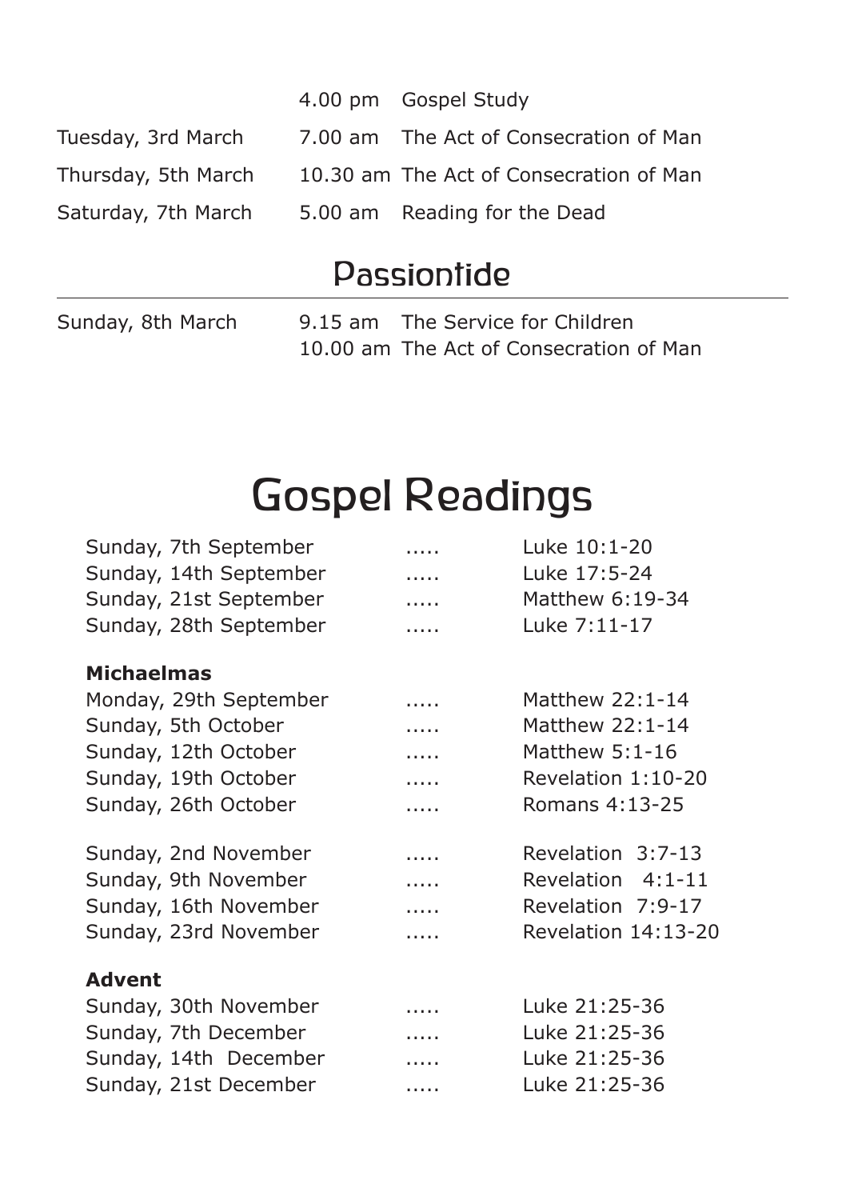| | | |
|---|---|---|
| | 4.00 pm | Gospel Study |
| Tuesday, 3rd March | 7.00 am | The Act of Consecration of Man |
| Thursday, 5th March | 10.30 am | The Act of Consecration of Man |
| Saturday, 7th March | 5.00 am | Reading for the Dead |

## Passiontide

| | | |
|---|---|---|
| Sunday, 8th March | 9.15 am | The Service for Children |
| | 10.00 am | The Act of Consecration of Man |

# Gospel Readings

| | | |
|---|---|---|
| Sunday, 7th September | ..... | Luke 10:1-20 |
| Sunday, 14th September | ..... | Luke 17:5-24 |
| Sunday, 21st September | ..... | Matthew 6:19-34 |
| Sunday, 28th September | ..... | Luke 7:11-17 |
| **Michaelmas** | | |
| Monday, 29th September | ..... | Matthew 22:1-14 |
| Sunday, 5th October | ..... | Matthew 22:1-14 |
| Sunday, 12th October | ..... | Matthew 5:1-16 |
| Sunday, 19th October | ..... | Revelation 1:10-20 |
| Sunday, 26th October | ..... | Romans 4:13-25 |
| Sunday, 2nd November | ..... | Revelation 3:7-13 |
| Sunday, 9th November | ..... | Revelation 4:1-11 |
| Sunday, 16th November | ..... | Revelation 7:9-17 |
| Sunday, 23rd November | ..... | Revelation 14:13-20 |
| **Advent** | | |
| Sunday, 30th November | ..... | Luke 21:25-36 |
| Sunday, 7th December | ..... | Luke 21:25-36 |
| Sunday, 14th December | ..... | Luke 21:25-36 |
| Sunday, 21st December | ..... | Luke 21:25-36 |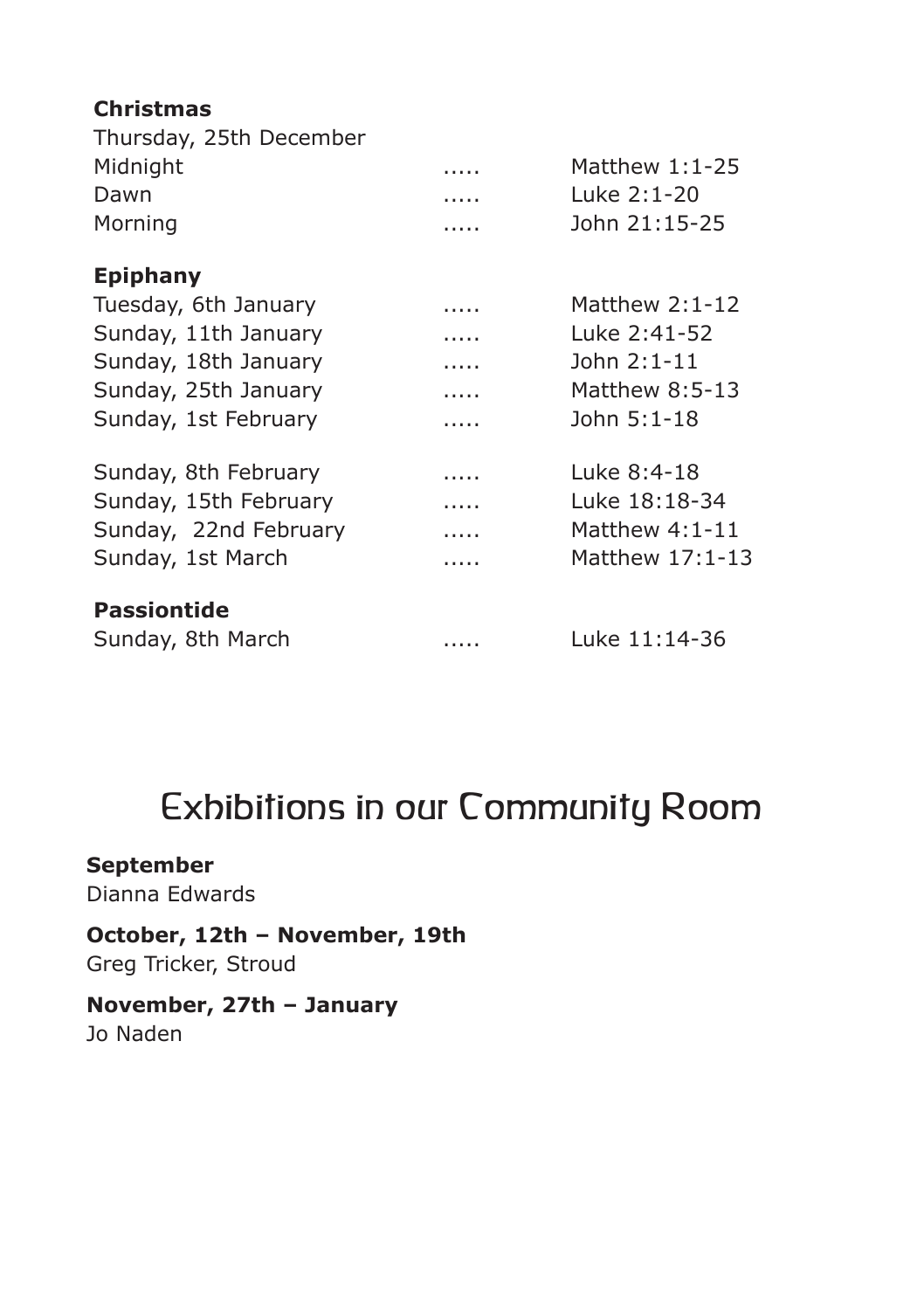**Christmas**

Thursday, 25th December

| | | |
|---|---|---|
| Midnight | ..... | Matthew 1:1-25 |
| Dawn | ..... | Luke 2:1-20 |
| Morning | ..... | John 21:15-25 |

**Epiphany**

| | | |
|---|---|---|
| Tuesday, 6th January | ..... | Matthew 2:1-12 |
| Sunday, 11th January | ..... | Luke 2:41-52 |
| Sunday, 18th January | ..... | John 2:1-11 |
| Sunday, 25th January | ..... | Matthew 8:5-13 |
| Sunday, 1st February | ..... | John 5:1-18 |
| Sunday, 8th February | ..... | Luke 8:4-18 |
| Sunday, 15th February | ..... | Luke 18:18-34 |
| Sunday, 22nd February | ..... | Matthew 4:1-11 |
| Sunday, 1st March | ..... | Matthew 17:1-13 |

**Passiontide**

| | | |
|---|---|---|
| Sunday, 8th March | ..... | Luke 11:14-36 |

# Exhibitions in our Community Room

**September**
Dianna Edwards

**October, 12th – November, 19th**
Greg Tricker, Stroud

**November, 27th – January**
Jo Naden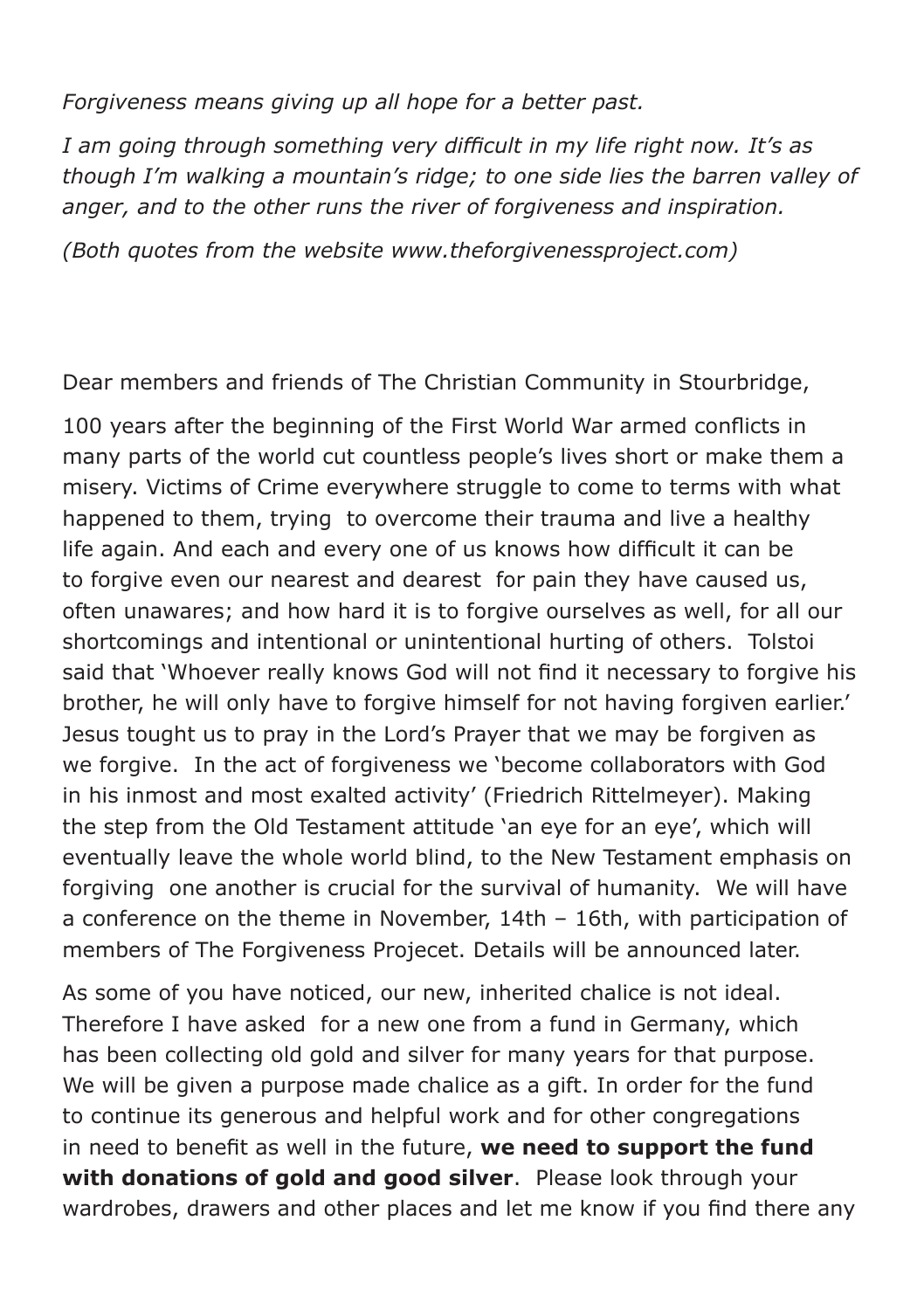*Forgiveness means giving up all hope for a better past.*

*I am going through something very difficult in my life right now. It's as though I'm walking a mountain's ridge; to one side lies the barren valley of anger, and to the other runs the river of forgiveness and inspiration.*

*(Both quotes from the website www.theforgivenessproject.com)*

Dear members and friends of The Christian Community in Stourbridge,

100 years after the beginning of the First World War armed conflicts in many parts of the world cut countless people's lives short or make them a misery. Victims of Crime everywhere struggle to come to terms with what happened to them, trying to overcome their trauma and live a healthy life again. And each and every one of us knows how difficult it can be to forgive even our nearest and dearest for pain they have caused us, often unawares; and how hard it is to forgive ourselves as well, for all our shortcomings and intentional or unintentional hurting of others. Tolstoi said that 'Whoever really knows God will not find it necessary to forgive his brother, he will only have to forgive himself for not having forgiven earlier.' Jesus tought us to pray in the Lord's Prayer that we may be forgiven as we forgive. In the act of forgiveness we 'become collaborators with God in his inmost and most exalted activity' (Friedrich Rittelmeyer). Making the step from the Old Testament attitude 'an eye for an eye', which will eventually leave the whole world blind, to the New Testament emphasis on forgiving one another is crucial for the survival of humanity. We will have a conference on the theme in November, 14th – 16th, with participation of members of The Forgiveness Projecet. Details will be announced later.

As some of you have noticed, our new, inherited chalice is not ideal. Therefore I have asked for a new one from a fund in Germany, which has been collecting old gold and silver for many years for that purpose. We will be given a purpose made chalice as a gift. In order for the fund to continue its generous and helpful work and for other congregations in need to benefit as well in the future, **we need to support the fund with donations of gold and good silver**. Please look through your wardrobes, drawers and other places and let me know if you find there any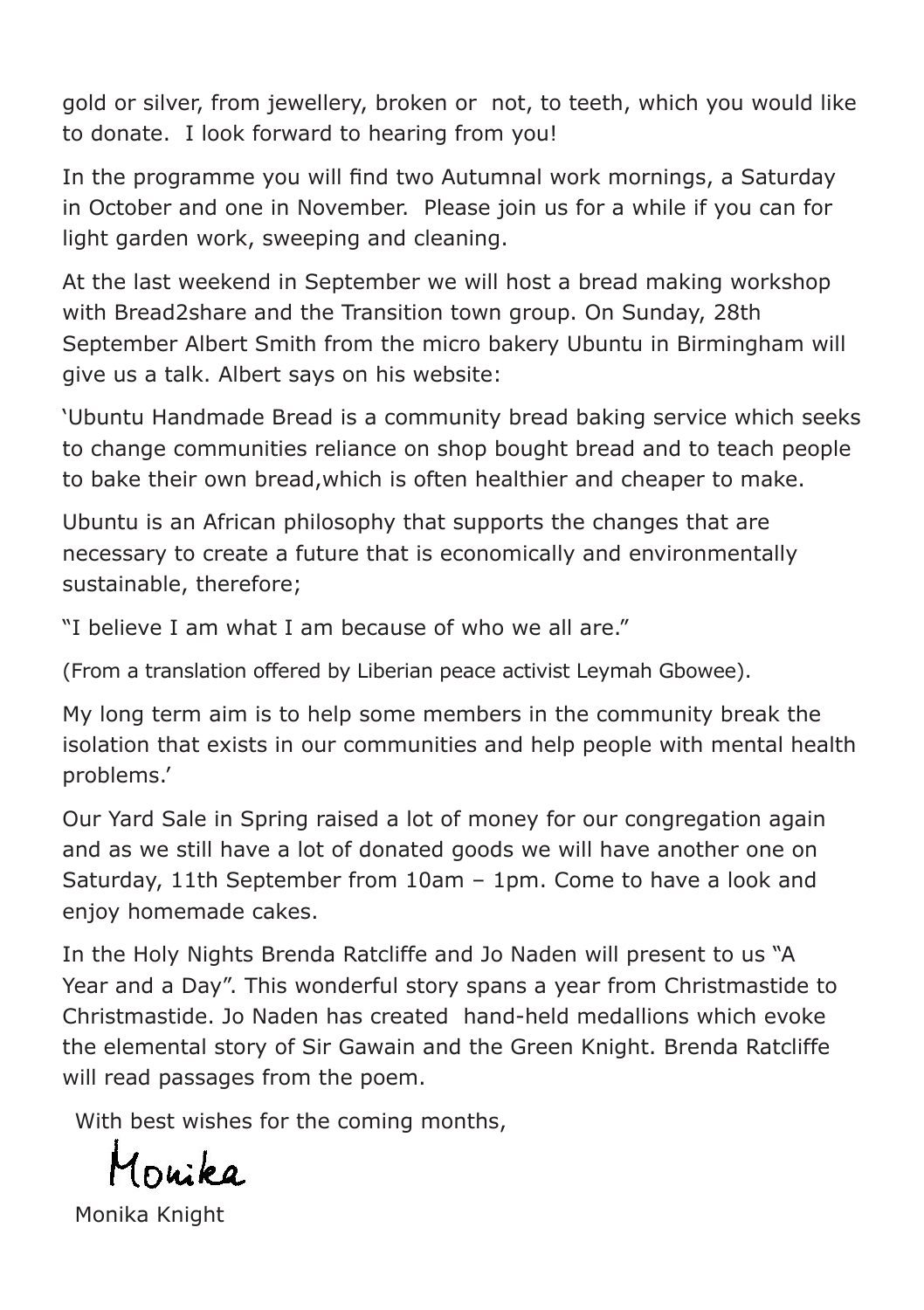gold or silver, from jewellery, broken or not, to teeth, which you would like to donate. I look forward to hearing from you!

In the programme you will find two Autumnal work mornings, a Saturday in October and one in November. Please join us for a while if you can for light garden work, sweeping and cleaning.

At the last weekend in September we will host a bread making workshop with Bread2share and the Transition town group. On Sunday, 28th September Albert Smith from the micro bakery Ubuntu in Birmingham will give us a talk. Albert says on his website:

'Ubuntu Handmade Bread is a community bread baking service which seeks to change communities reliance on shop bought bread and to teach people to bake their own bread,which is often healthier and cheaper to make.

Ubuntu is an African philosophy that supports the changes that are necessary to create a future that is economically and environmentally sustainable, therefore;

"I believe I am what I am because of who we all are."

(From a translation offered by Liberian peace activist Leymah Gbowee).

My long term aim is to help some members in the community break the isolation that exists in our communities and help people with mental health problems.'

Our Yard Sale in Spring raised a lot of money for our congregation again and as we still have a lot of donated goods we will have another one on Saturday, 11th September from 10am – 1pm. Come to have a look and enjoy homemade cakes.

In the Holy Nights Brenda Ratcliffe and Jo Naden will present to us "A Year and a Day". This wonderful story spans a year from Christmastide to Christmastide. Jo Naden has created hand-held medallions which evoke the elemental story of Sir Gawain and the Green Knight. Brenda Ratcliffe will read passages from the poem.

With best wishes for the coming months,

Monika

Monika Knight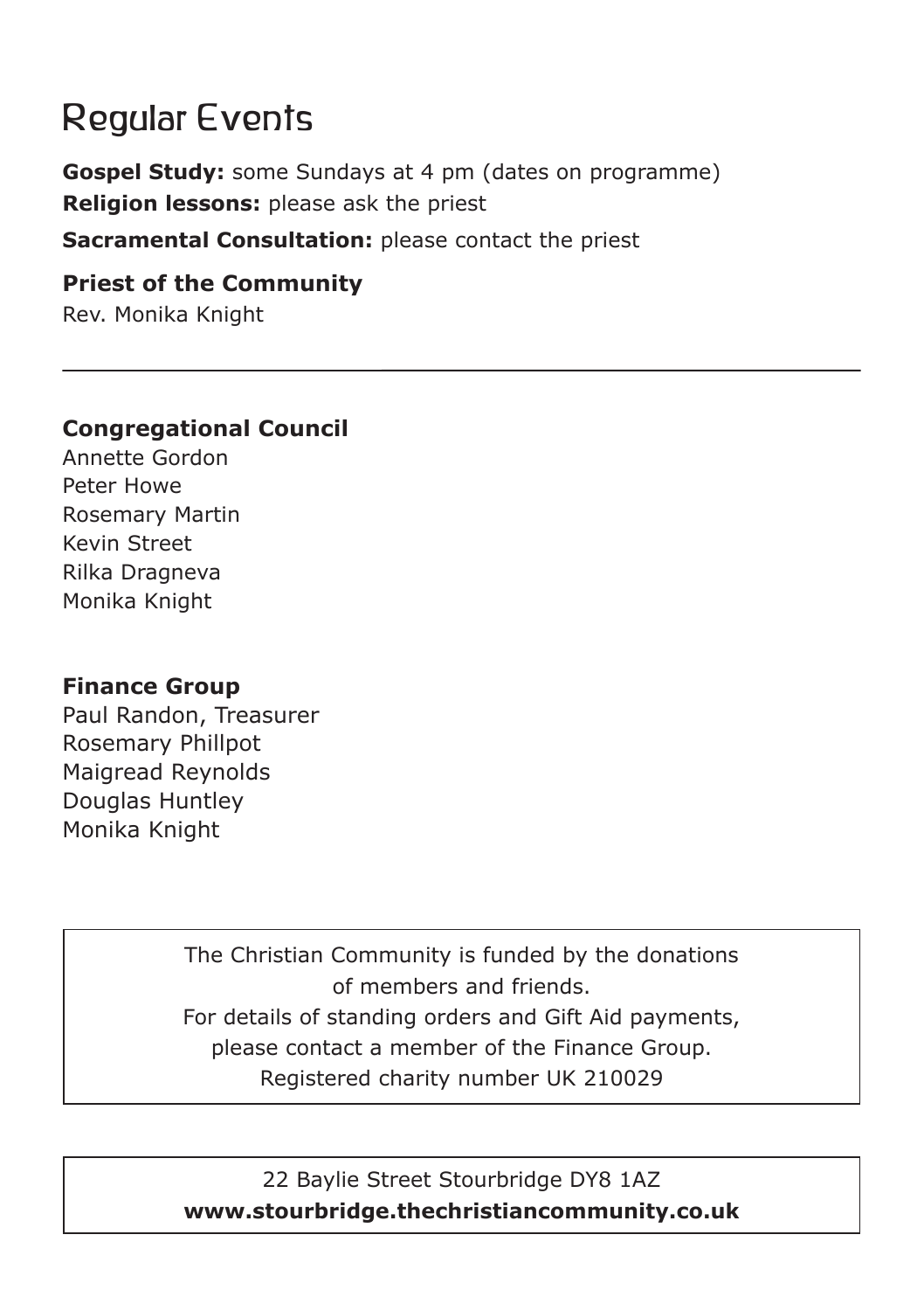# Regular Events

**Gospel Study:** some Sundays at 4 pm (dates on programme)
**Religion lessons:** please ask the priest
**Sacramental Consultation:** please contact the priest

**Priest of the Community**
Rev. Monika Knight

---

**Congregational Council**
Annette Gordon
Peter Howe
Rosemary Martin
Kevin Street
Rilka Dragneva
Monika Knight

**Finance Group**
Paul Randon, Treasurer
Rosemary Phillpot
Maigread Reynolds
Douglas Huntley
Monika Knight

The Christian Community is funded by the donations of members and friends.
For details of standing orders and Gift Aid payments, please contact a member of the Finance Group.
Registered charity number UK 210029

22 Baylie Street Stourbridge DY8 1AZ
**www.stourbridge.thechristiancommunity.co.uk**